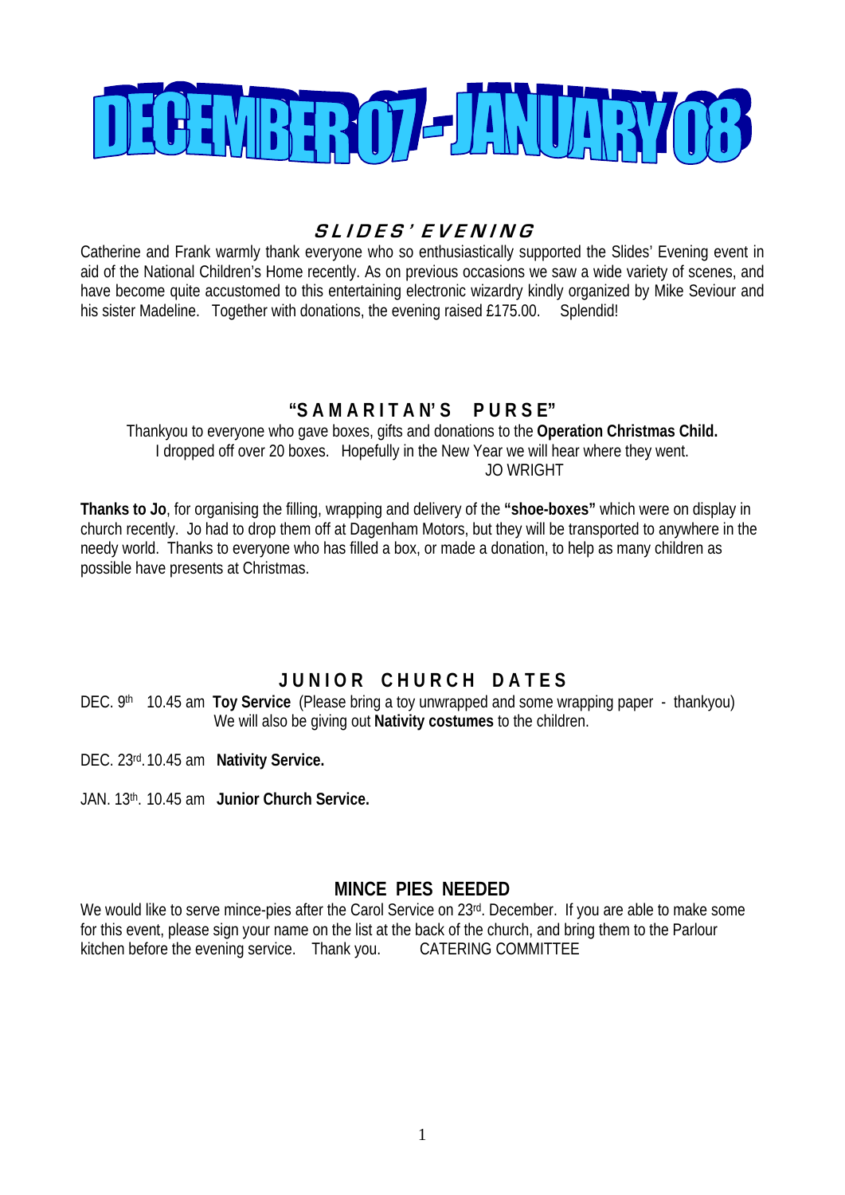# DECEMBER 07 - JANUARY 08

## *SLIDES' EVENING*

Catherine and Frank warmly thank everyone who so enthusiastically supported the Slides' Evening event in aid of the National Children's Home recently. As on previous occasions we saw a wide variety of scenes, and have become quite accustomed to this entertaining electronic wizardry kindly organized by Mike Seviour and his sister Madeline. Together with donations, the evening raised £175.00. Splendid!

## "SAMARITAN'S PURSE"

Thankyou to everyone who gave boxes, gifts and donations to the **Operation Christmas Child.** I dropped off over 20 boxes. Hopefully in the New Year we will hear where they went.

JO WRIGHT

**Thanks to Jo**, for organising the filling, wrapping and delivery of the **"shoe-boxes"** which were on display in church recently. Jo had to drop them off at Dagenham Motors, but they will be transported to anywhere in the needy world. Thanks to everyone who has filled a box, or made a donation, to help as many children as possible have presents at Christmas.

## JUNIOR CHURCH DATES

DEC. 9th 10.45 am **Toy Service** (Please bring a toy unwrapped and some wrapping paper - thankyou) We will also be giving out **Nativity costumes** to the children.

DEC. 23rd. 10.45 am **Nativity Service.**

JAN. 13th. 10.45 am **Junior Church Service.**

## MINCE PIES NEEDED

We would like to serve mince-pies after the Carol Service on 23rd. December. If you are able to make some for this event, please sign your name on the list at the back of the church, and bring them to the Parlour kitchen before the evening service. Thank you. CATERING COMMITTEE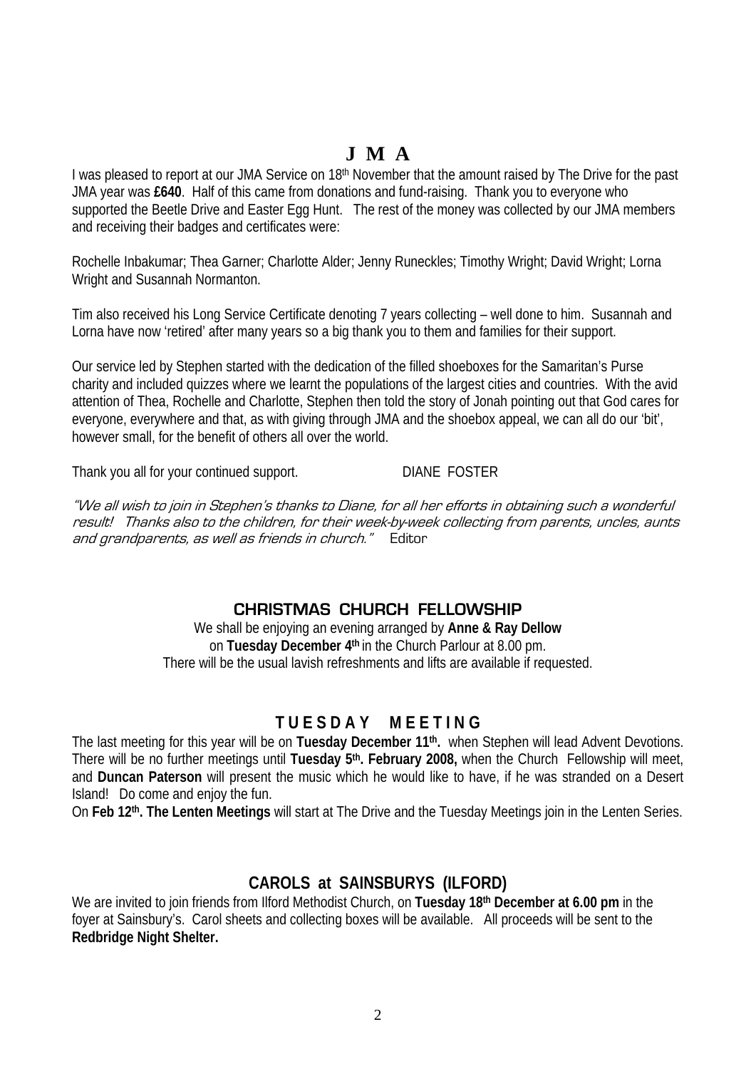# J M A

I was pleased to report at our JMA Service on 18th November that the amount raised by The Drive for the past JMA year was **£640**. Half of this came from donations and fund-raising. Thank you to everyone who supported the Beetle Drive and Easter Egg Hunt. The rest of the money was collected by our JMA members and receiving their badges and certificates were:

Rochelle Inbakumar; Thea Garner; Charlotte Alder; Jenny Runeckles; Timothy Wright; David Wright; Lorna Wright and Susannah Normanton.

Tim also received his Long Service Certificate denoting 7 years collecting – well done to him. Susannah and Lorna have now 'retired' after many years so a big thank you to them and families for their support.

Our service led by Stephen started with the dedication of the filled shoeboxes for the Samaritan's Purse charity and included quizzes where we learnt the populations of the largest cities and countries. With the avid attention of Thea, Rochelle and Charlotte, Stephen then told the story of Jonah pointing out that God cares for everyone, everywhere and that, as with giving through JMA and the shoebox appeal, we can all do our 'bit', however small, for the benefit of others all over the world.

Thank you all for your continued support. DIANE FOSTER

*"We all wish to join in Stephen's thanks to Diane, for all her efforts in obtaining such a wonderful result! Thanks also to the children, for their week-by-week collecting from parents, uncles, aunts and grandparents, as well as friends in church."* Editor

## CHRISTMAS CHURCH FELLOWSHIP

We shall be enjoying an evening arranged by **Anne & Ray Dellow** on **Tuesday December 4th** in the Church Parlour at 8.00 pm.
There will be the usual lavish refreshments and lifts are available if requested.

## TUESDAY MEETING

The last meeting for this year will be on **Tuesday December 11th.** when Stephen will lead Advent Devotions. There will be no further meetings until **Tuesday 5th. February 2008,** when the Church Fellowship will meet, and **Duncan Paterson** will present the music which he would like to have, if he was stranded on a Desert Island! Do come and enjoy the fun.

On **Feb 12th. The Lenten Meetings** will start at The Drive and the Tuesday Meetings join in the Lenten Series.

## CAROLS at SAINSBURYS (ILFORD)

We are invited to join friends from Ilford Methodist Church, on **Tuesday 18th December at 6.00 pm** in the foyer at Sainsbury's. Carol sheets and collecting boxes will be available. All proceeds will be sent to the **Redbridge Night Shelter.**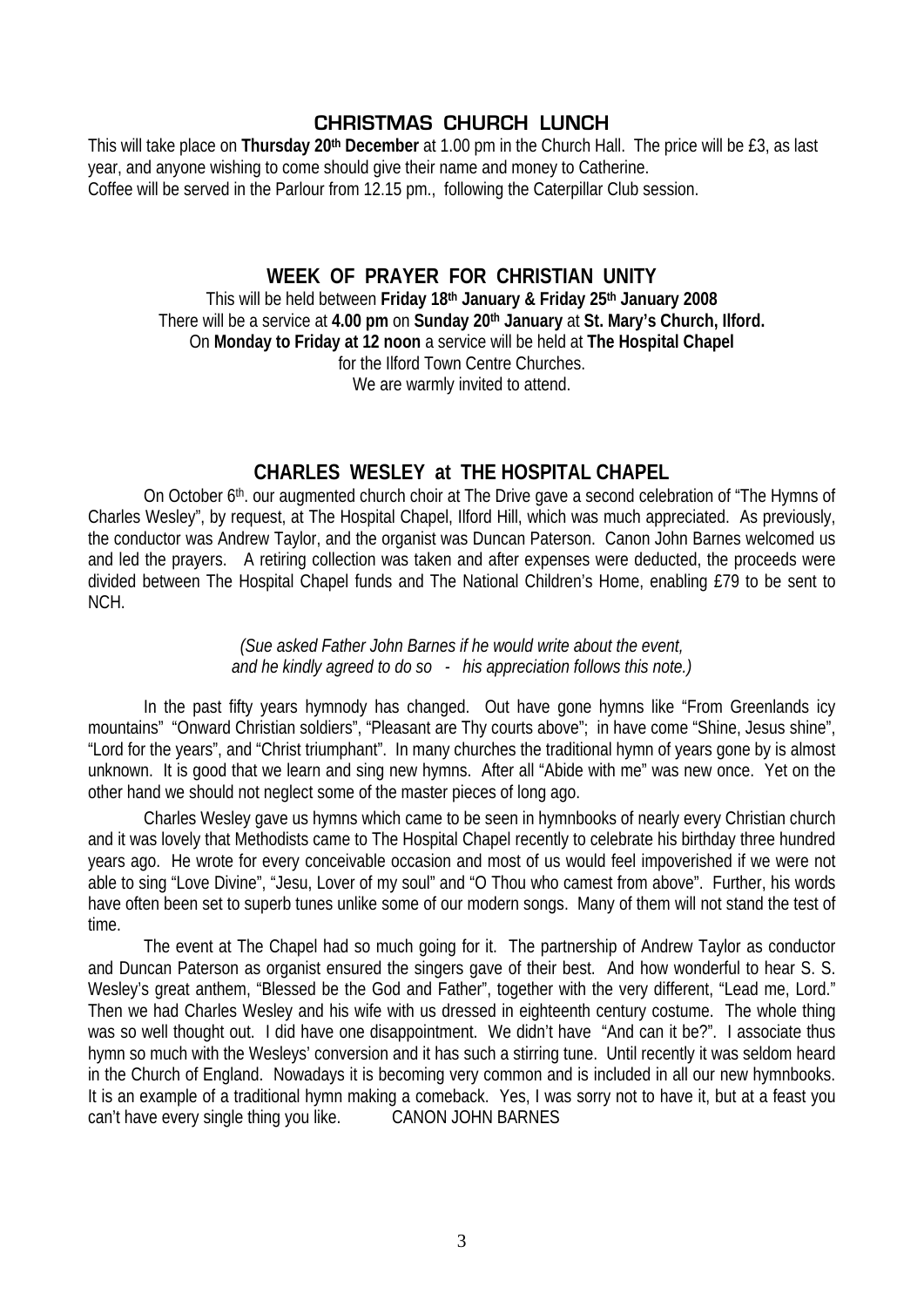## CHRISTMAS CHURCH LUNCH

This will take place on **Thursday 20th December** at 1.00 pm in the Church Hall. The price will be £3, as last year, and anyone wishing to come should give their name and money to Catherine.
Coffee will be served in the Parlour from 12.15 pm., following the Caterpillar Club session.

## WEEK OF PRAYER FOR CHRISTIAN UNITY

This will be held between **Friday 18th January & Friday 25th January 2008**
There will be a service at **4.00 pm** on **Sunday 20th January** at **St. Mary's Church, Ilford.**
On **Monday to Friday at 12 noon** a service will be held at **The Hospital Chapel**
for the Ilford Town Centre Churches.
We are warmly invited to attend.

## CHARLES WESLEY at THE HOSPITAL CHAPEL

On October 6th. our augmented church choir at The Drive gave a second celebration of "The Hymns of Charles Wesley", by request, at The Hospital Chapel, Ilford Hill, which was much appreciated. As previously, the conductor was Andrew Taylor, and the organist was Duncan Paterson. Canon John Barnes welcomed us and led the prayers. A retiring collection was taken and after expenses were deducted, the proceeds were divided between The Hospital Chapel funds and The National Children's Home, enabling £79 to be sent to NCH.

*(Sue asked Father John Barnes if he would write about the event, and he kindly agreed to do so - his appreciation follows this note.)*

In the past fifty years hymnody has changed. Out have gone hymns like "From Greenlands icy mountains" "Onward Christian soldiers", "Pleasant are Thy courts above"; in have come "Shine, Jesus shine", "Lord for the years", and "Christ triumphant". In many churches the traditional hymn of years gone by is almost unknown. It is good that we learn and sing new hymns. After all "Abide with me" was new once. Yet on the other hand we should not neglect some of the master pieces of long ago.

Charles Wesley gave us hymns which came to be seen in hymnbooks of nearly every Christian church and it was lovely that Methodists came to The Hospital Chapel recently to celebrate his birthday three hundred years ago. He wrote for every conceivable occasion and most of us would feel impoverished if we were not able to sing "Love Divine", "Jesu, Lover of my soul" and "O Thou who camest from above". Further, his words have often been set to superb tunes unlike some of our modern songs. Many of them will not stand the test of time.

The event at The Chapel had so much going for it. The partnership of Andrew Taylor as conductor and Duncan Paterson as organist ensured the singers gave of their best. And how wonderful to hear S. S. Wesley's great anthem, "Blessed be the God and Father", together with the very different, "Lead me, Lord." Then we had Charles Wesley and his wife with us dressed in eighteenth century costume. The whole thing was so well thought out. I did have one disappointment. We didn't have "And can it be?". I associate thus hymn so much with the Wesleys' conversion and it has such a stirring tune. Until recently it was seldom heard in the Church of England. Nowadays it is becoming very common and is included in all our new hymnbooks. It is an example of a traditional hymn making a comeback. Yes, I was sorry not to have it, but at a feast you can't have every single thing you like. CANON JOHN BARNES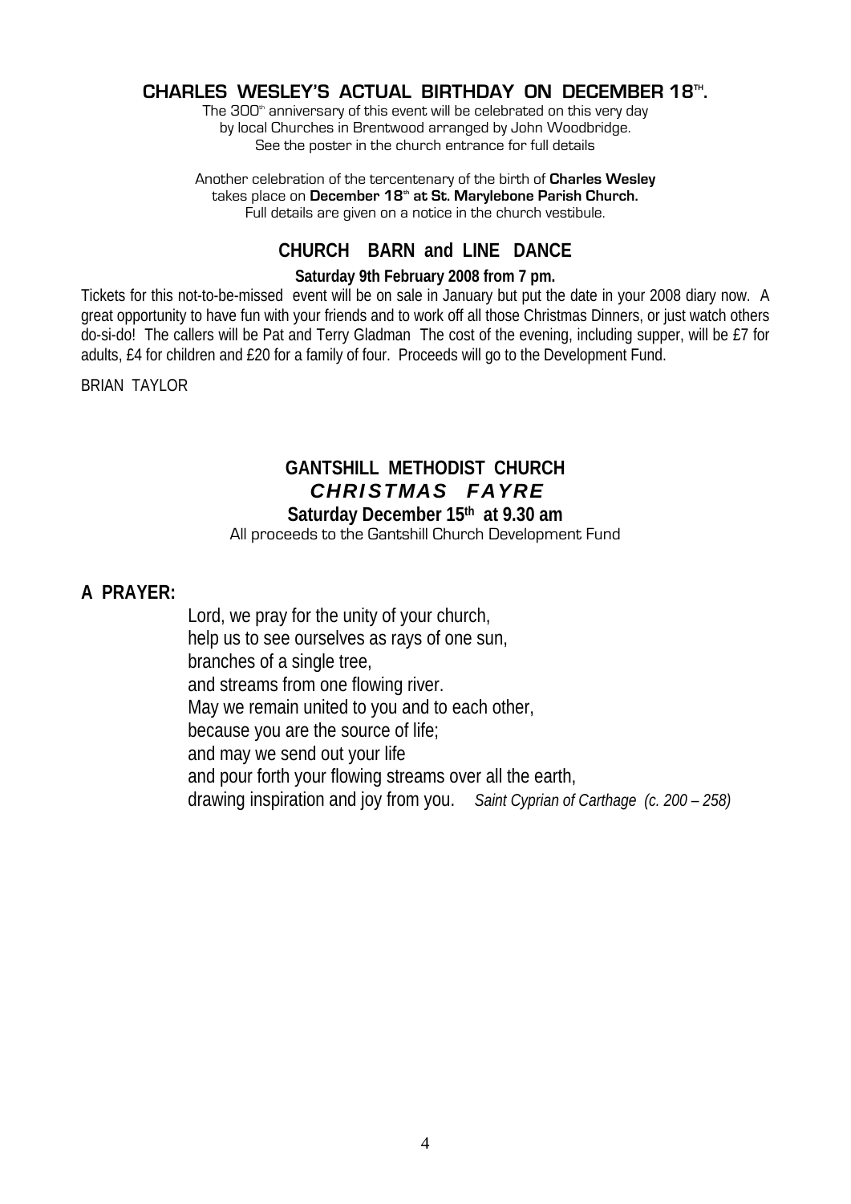## CHARLES WESLEY'S ACTUAL BIRTHDAY ON DECEMBER 18TH.

The 300th anniversary of this event will be celebrated on this very day by local Churches in Brentwood arranged by John Woodbridge. See the poster in the church entrance for full details

Another celebration of the tercentenary of the birth of **Charles Wesley** takes place on **December 18th at St. Marylebone Parish Church.** Full details are given on a notice in the church vestibule.

## CHURCH BARN and LINE DANCE

**Saturday 9th February 2008 from 7 pm.**

Tickets for this not-to-be-missed event will be on sale in January but put the date in your 2008 diary now. A great opportunity to have fun with your friends and to work off all those Christmas Dinners, or just watch others do-si-do! The callers will be Pat and Terry Gladman The cost of the evening, including supper, will be £7 for adults, £4 for children and £20 for a family of four. Proceeds will go to the Development Fund.

BRIAN TAYLOR

## GANTSHILL METHODIST CHURCH
## *CHRISTMAS FAYRE*

**Saturday December 15th at 9.30 am**

All proceeds to the Gantshill Church Development Fund

## A PRAYER:

Lord, we pray for the unity of your church,
help us to see ourselves as rays of one sun,
branches of a single tree,
and streams from one flowing river.
May we remain united to you and to each other,
because you are the source of life;
and may we send out your life
and pour forth your flowing streams over all the earth,
drawing inspiration and joy from you. *Saint Cyprian of Carthage (c. 200 – 258)*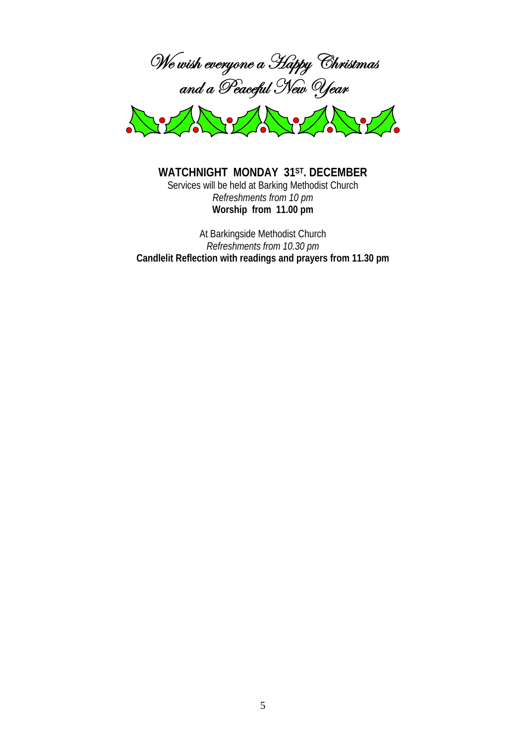*We wish everyone a Happy Christmas*
*and a Peaceful New Year*

**WATCHNIGHT MONDAY 31ST. DECEMBER**

Services will be held at Barking Methodist Church

*Refreshments from 10 pm*

**Worship from 11.00 pm**

At Barkingside Methodist Church

*Refreshments from 10.30 pm*

**Candlelit Reflection with readings and prayers from 11.30 pm**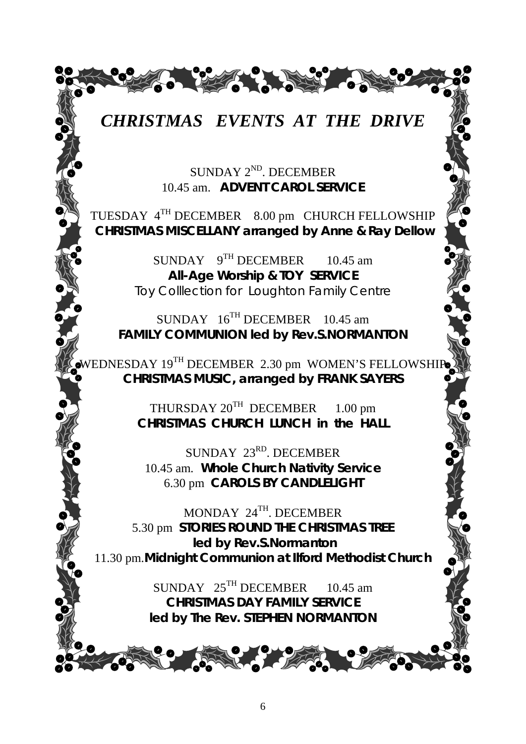# *CHRISTMAS EVENTS AT THE DRIVE*

SUNDAY 2ND. DECEMBER
10.45 am. **ADVENT CAROL SERVICE**

TUESDAY 4TH DECEMBER 8.00 pm CHURCH FELLOWSHIP
**CHRISTMAS MISCELLANY arranged by Anne & Ray Dellow**

SUNDAY 9TH DECEMBER 10.45 am
**All-Age Worship & TOY SERVICE**
Toy Colllection for Loughton Family Centre

SUNDAY 16TH DECEMBER 10.45 am
**FAMILY COMMUNION led by Rev.S.NORMANTON**

WEDNESDAY 19TH DECEMBER 2.30 pm WOMEN'S FELLOWSHIP
**CHRISTMAS MUSIC, arranged by FRANK SAYERS**

THURSDAY 20TH DECEMBER 1.00 pm
**CHRISTMAS CHURCH LUNCH in the HALL**

SUNDAY 23RD. DECEMBER
10.45 am. **Whole Church Nativity Service**
6.30 pm **CAROLS BY CANDLELIGHT**

MONDAY 24TH. DECEMBER
5.30 pm **STORIES ROUND THE CHRISTMAS TREE**
**led by Rev.S.Normanton**
11.30 pm.**Midnight Communion at Ilford Methodist Church**

SUNDAY 25TH DECEMBER 10.45 am
**CHRISTMAS DAY FAMILY SERVICE**
**led by The Rev. STEPHEN NORMANTON**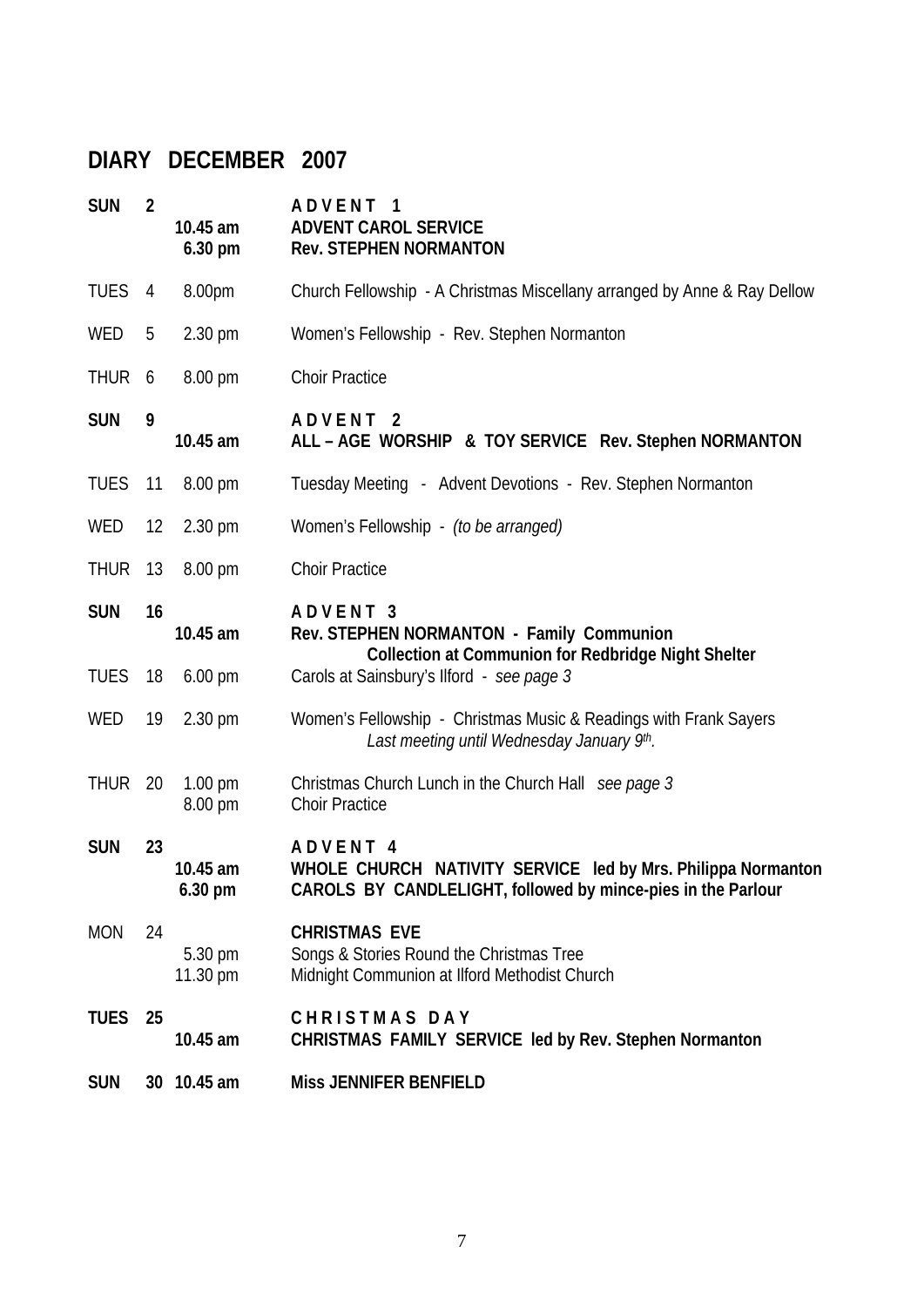## DIARY DECEMBER 2007

| | | | |
|---|---|---|---|
| **SUN** | **2** | | **A D V E N T 1** |
| | | **10.45 am** | **ADVENT CAROL SERVICE** |
| | | **6.30 pm** | **Rev. STEPHEN NORMANTON** |
| TUES | 4 | 8.00pm | Church Fellowship - A Christmas Miscellany arranged by Anne & Ray Dellow |
| WED | 5 | 2.30 pm | Women's Fellowship - Rev. Stephen Normanton |
| THUR | 6 | 8.00 pm | Choir Practice |
| **SUN** | **9** | | **A D V E N T 2** |
| | | **10.45 am** | **ALL – AGE WORSHIP & TOY SERVICE Rev. Stephen NORMANTON** |
| TUES | 11 | 8.00 pm | Tuesday Meeting - Advent Devotions - Rev. Stephen Normanton |
| WED | 12 | 2.30 pm | Women's Fellowship - *(to be arranged)* |
| THUR | 13 | 8.00 pm | Choir Practice |
| **SUN** | **16** | | **A D V E N T 3** |
| | | **10.45 am** | **Rev. STEPHEN NORMANTON - Family Communion** |
| | | | **Collection at Communion for Redbridge Night Shelter** |
| TUES | 18 | 6.00 pm | Carols at Sainsbury's Ilford - *see page 3* |
| WED | 19 | 2.30 pm | Women's Fellowship - Christmas Music & Readings with Frank Sayers |
| | | | *Last meeting until Wednesday January 9th.* |
| THUR | 20 | 1.00 pm | Christmas Church Lunch in the Church Hall *see page 3* |
| | | 8.00 pm | Choir Practice |
| **SUN** | **23** | | **A D V E N T 4** |
| | | **10.45 am** | **WHOLE CHURCH NATIVITY SERVICE led by Mrs. Philippa Normanton** |
| | | **6.30 pm** | **CAROLS BY CANDLELIGHT, followed by mince-pies in the Parlour** |
| MON | 24 | | **CHRISTMAS EVE** |
| | | 5.30 pm | Songs & Stories Round the Christmas Tree |
| | | 11.30 pm | Midnight Communion at Ilford Methodist Church |
| **TUES** | **25** | | **C H R I S T M A S D A Y** |
| | | **10.45 am** | **CHRISTMAS FAMILY SERVICE led by Rev. Stephen Normanton** |
| **SUN** | **30** | **10.45 am** | **Miss JENNIFER BENFIELD** |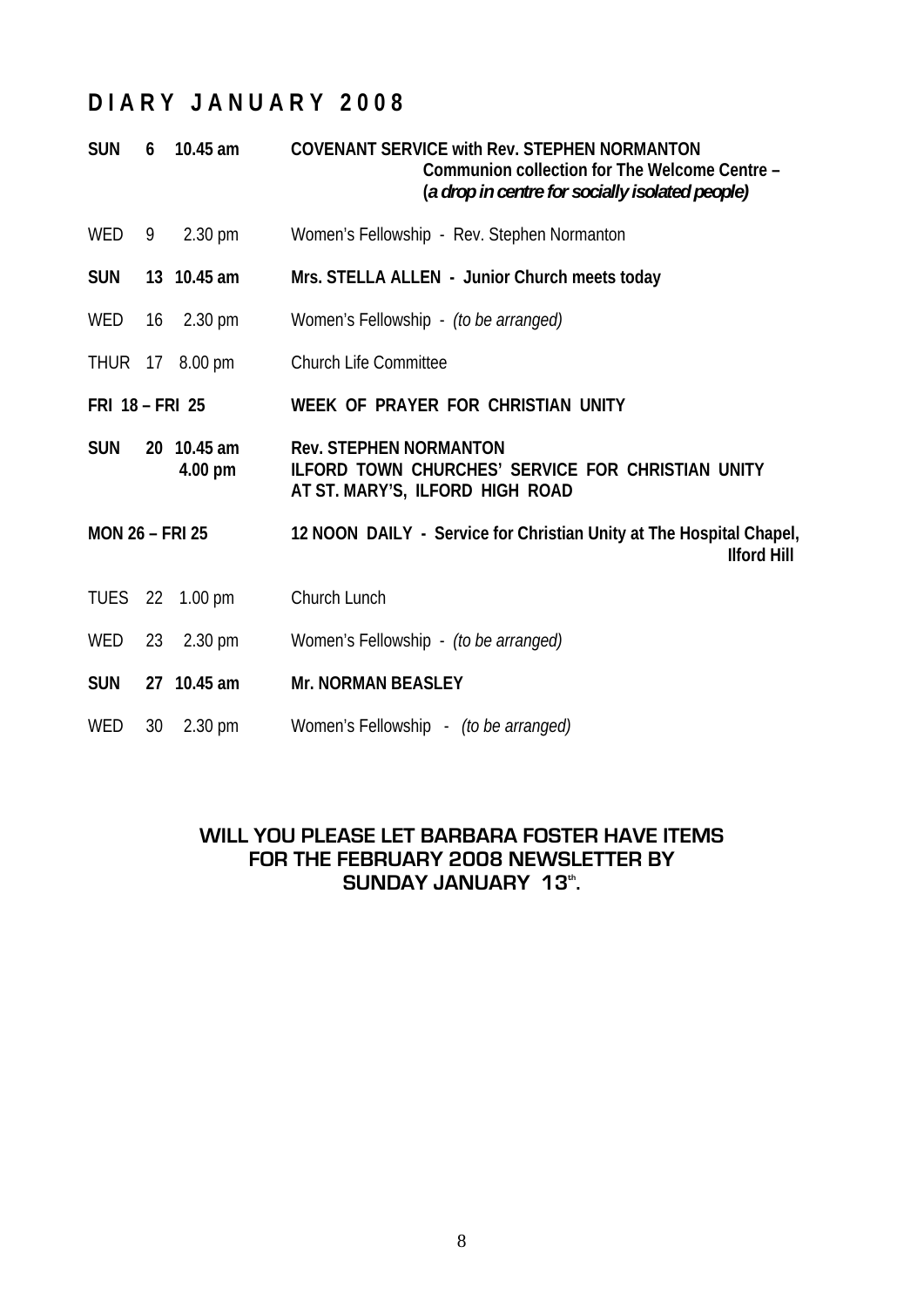# DIARY JANUARY 2008

| | | | |
|---|---|---|---|
| **SUN** | **6** | **10.45 am** | **COVENANT SERVICE with Rev. STEPHEN NORMANTON**<br>**Communion collection for The Welcome Centre –**<br>**(*a drop in centre for socially isolated people)*** |
| WED | 9 | 2.30 pm | Women's Fellowship - Rev. Stephen Normanton |
| **SUN** | **13** | **10.45 am** | **Mrs. STELLA ALLEN - Junior Church meets today** |
| WED | 16 | 2.30 pm | Women's Fellowship - *(to be arranged)* |
| THUR | 17 | 8.00 pm | Church Life Committee |
| **FRI 18 – FRI 25** | | | **WEEK OF PRAYER FOR CHRISTIAN UNITY** |
| **SUN** | **20** | **10.45 am**<br>**4.00 pm** | **Rev. STEPHEN NORMANTON**<br>**ILFORD TOWN CHURCHES' SERVICE FOR CHRISTIAN UNITY AT ST. MARY'S, ILFORD HIGH ROAD** |
| **MON 26 – FRI 25** | | | **12 NOON DAILY - Service for Christian Unity at The Hospital Chapel, Ilford Hill** |
| TUES | 22 | 1.00 pm | Church Lunch |
| WED | 23 | 2.30 pm | Women's Fellowship - *(to be arranged)* |
| **SUN** | **27** | **10.45 am** | **Mr. NORMAN BEASLEY** |
| WED | 30 | 2.30 pm | Women's Fellowship - *(to be arranged)* |

**WILL YOU PLEASE LET BARBARA FOSTER HAVE ITEMS FOR THE FEBRUARY 2008 NEWSLETTER BY SUNDAY JANUARY 13th.**